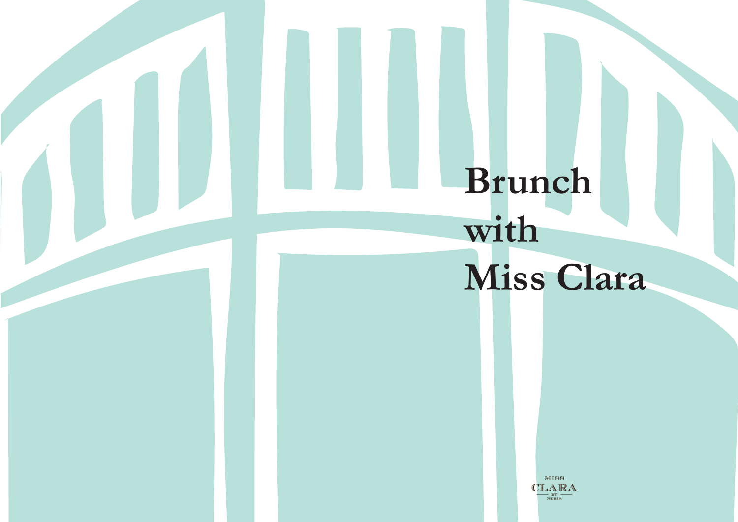# Brunch with Miss Clara

MISS
CLARA
BY
NOBIS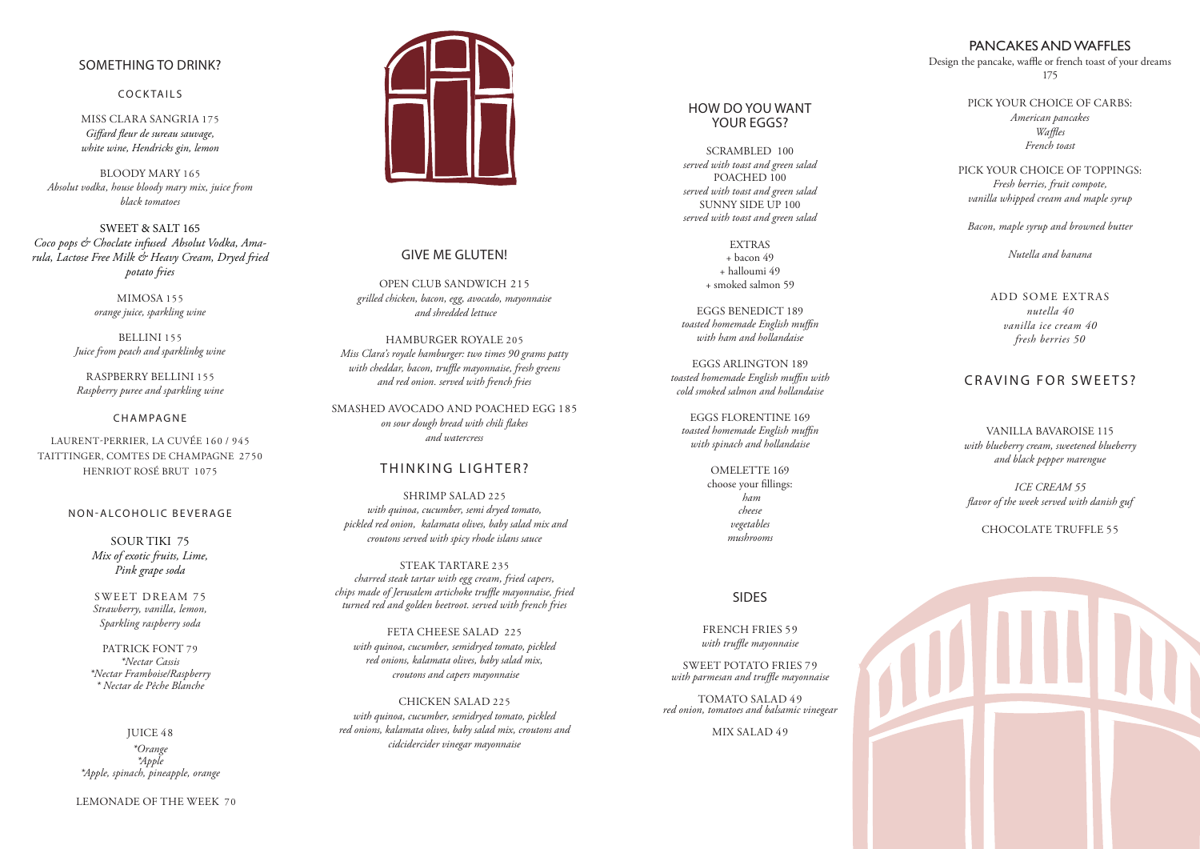## SOMETHING TO DRINK?

### COCKTAILS

MISS CLARA SANGRIA 175
*Giffard fleur de sureau sauvage, white wine, Hendricks gin, lemon*

BLOODY MARY 165
*Absolut vodka, house bloody mary mix, juice from black tomatoes*

SWEET & SALT 165
*Coco pops & Choclate infused Absolut Vodka, Amarula, Lactose Free Milk & Heavy Cream, Dryed fried potato fries*

MIMOSA 155
*orange juice, sparkling wine*

BELLINI 155
*Juice from peach and sparklinbg wine*

RASPBERRY BELLINI 155
*Raspberry puree and sparkling wine*

### CHAMPAGNE

LAURENT-PERRIER, LA CUVÉE 160 / 945
TAITTINGER, COMTES DE CHAMPAGNE 2750
HENRIOT ROSÉ BRUT 1075

### NON-ALCOHOLIC BEVERAGE

SOUR TIKI 75
*Mix of exotic fruits, Lime, Pink grape soda*

SWEET DREAM 75
*Strawberry, vanilla, lemon, Sparkling raspberry soda*

PATRICK FONT 79
*\*Nectar Cassis*
*\*Nectar Framboise/Raspberry*
*\* Nectar de Pêche Blanche*

JUICE 48
*\*Orange*
*\*Apple*
*\*Apple, spinach, pineapple, orange*

LEMONADE OF THE WEEK 70

## GIVE ME GLUTEN!

OPEN CLUB SANDWICH 215
*grilled chicken, bacon, egg, avocado, mayonnaise and shredded lettuce*

HAMBURGER ROYALE 205
*Miss Clara's royale hamburger: two times 90 grams patty with cheddar, bacon, truffle mayonnaise, fresh greens and red onion. served with french fries*

SMASHED AVOCADO AND POACHED EGG 185
*on sour dough bread with chili flakes and watercress*

## THINKING LIGHTER?

SHRIMP SALAD 225
*with quinoa, cucumber, semi dryed tomato, pickled red onion, kalamata olives, baby salad mix and croutons served with spicy rhode islans sauce*

STEAK TARTARE 235
*charred steak tartar with egg cream, fried capers, chips made of Jerusalem artichoke truffle mayonnaise, fried turned red and golden beetroot. served with french fries*

FETA CHEESE SALAD 225
*with quinoa, cucumber, semidryed tomato, pickled red onions, kalamata olives, baby salad mix, croutons and capers mayonnaise*

CHICKEN SALAD 225
*with quinoa, cucumber, semidryed tomato, pickled red onions, kalamata olives, baby salad mix, croutons and cidcidercider vinegar mayonnaise*

## HOW DO YOU WANT YOUR EGGS?

SCRAMBLED 100
*served with toast and green salad*
POACHED 100
*served with toast and green salad*
SUNNY SIDE UP 100
*served with toast and green salad*

EXTRAS
+ bacon 49
+ halloumi 49
+ smoked salmon 59

EGGS BENEDICT 189
*toasted homemade English muffin with ham and hollandaise*

EGGS ARLINGTON 189
*toasted homemade English muffin with cold smoked salmon and hollandaise*

EGGS FLORENTINE 169
*toasted homemade English muffin with spinach and hollandaise*

OMELETTE 169
choose your fillings:
*ham*
*cheese*
*vegetables*
*mushrooms*

## SIDES

FRENCH FRIES 59
*with truffle mayonnaise*

SWEET POTATO FRIES 79
*with parmesan and truffle mayonnaise*

TOMATO SALAD 49
*red onion, tomatoes and balsamic vinegear*

MIX SALAD 49

## PANCAKES AND WAFFLES

Design the pancake, waffle or french toast of your dreams
175

PICK YOUR CHOICE OF CARBS:
*American pancakes*
*Waffles*
*French toast*

PICK YOUR CHOICE OF TOPPINGS:
*Fresh berries, fruit compote, vanilla whipped cream and maple syrup*

*Bacon, maple syrup and browned butter*

*Nutella and banana*

ADD SOME EXTRAS
*nutella 40*
*vanilla ice cream 40*
*fresh berries 50*

## CRAVING FOR SWEETS?

VANILLA BAVAROISE 115
*with blueberry cream, sweetened blueberry and black pepper marengue*

*ICE CREAM 55*
*flavor of the week served with danish guf*

CHOCOLATE TRUFFLE 55